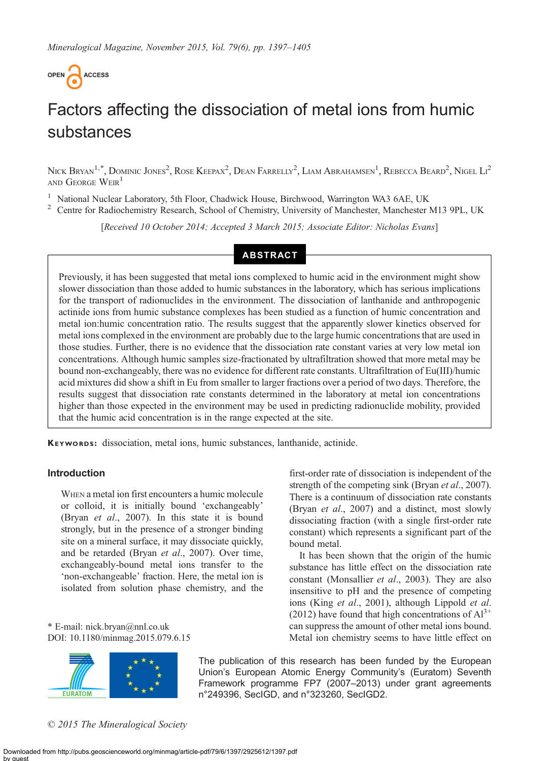OPEN ACCESS

# Factors affecting the dissociation of metal ions from humic substances

Nick Bryan[1,*], Dominic Jones[2], Rose Keepax[2], Dean Farrelly[2], Liam Abrahamsen[1], Rebecca Beard[2], Nigel Li[2] and George Weir[1]

[1] National Nuclear Laboratory, 5th Floor, Chadwick House, Birchwood, Warrington WA3 6AE, UK
[2] Centre for Radiochemistry Research, School of Chemistry, University of Manchester, Manchester M13 9PL, UK

[*Received 10 October 2014; Accepted 3 March 2015; Associate Editor: Nicholas Evans*]

## ABSTRACT

Previously, it has been suggested that metal ions complexed to humic acid in the environment might show slower dissociation than those added to humic substances in the laboratory, which has serious implications for the transport of radionuclides in the environment. The dissociation of lanthanide and anthropogenic actinide ions from humic substance complexes has been studied as a function of humic concentration and metal ion:humic concentration ratio. The results suggest that the apparently slower kinetics observed for metal ions complexed in the environment are probably due to the large humic concentrations that are used in those studies. Further, there is no evidence that the dissociation rate constant varies at very low metal ion concentrations. Although humic samples size-fractionated by ultrafiltration showed that more metal may be bound non-exchangeably, there was no evidence for different rate constants. Ultrafiltration of Eu(III)/humic acid mixtures did show a shift in Eu from smaller to larger fractions over a period of two days. Therefore, the results suggest that dissociation rate constants determined in the laboratory at metal ion concentrations higher than those expected in the environment may be used in predicting radionuclide mobility, provided that the humic acid concentration is in the range expected at the site.

**Keywords:** dissociation, metal ions, humic substances, lanthanide, actinide.

## Introduction

When a metal ion first encounters a humic molecule or colloid, it is initially bound 'exchangeably' (Bryan *et al.*, 2007). In this state it is bound strongly, but in the presence of a stronger binding site on a mineral surface, it may dissociate quickly, and be retarded (Bryan *et al.*, 2007). Over time, exchangeably-bound metal ions transfer to the 'non-exchangeable' fraction. Here, the metal ion is isolated from solution phase chemistry, and the first-order rate of dissociation is independent of the strength of the competing sink (Bryan *et al.*, 2007). There is a continuum of dissociation rate constants (Bryan *et al.*, 2007) and a distinct, most slowly dissociating fraction (with a single first-order rate constant) which represents a significant part of the bound metal.

It has been shown that the origin of the humic substance has little effect on the dissociation rate constant (Monsallier *et al.*, 2003). They are also insensitive to pH and the presence of competing ions (King *et al.*, 2001), although Lippold *et al.* (2012) have found that high concentrations of $Al^{3+}$ can suppress the amount of other metal ions bound. Metal ion chemistry seems to have little effect on

* E-mail: nick.bryan@nnl.co.uk
DOI: 10.1180/minmag.2015.079.6.15

The publication of this research has been funded by the European Union's European Atomic Energy Community's (Euratom) Seventh Framework programme FP7 (2007–2013) under grant agreements n°249396, SecIGD, and n°323260, SecIGD2.

© 2015 The Mineralogical Society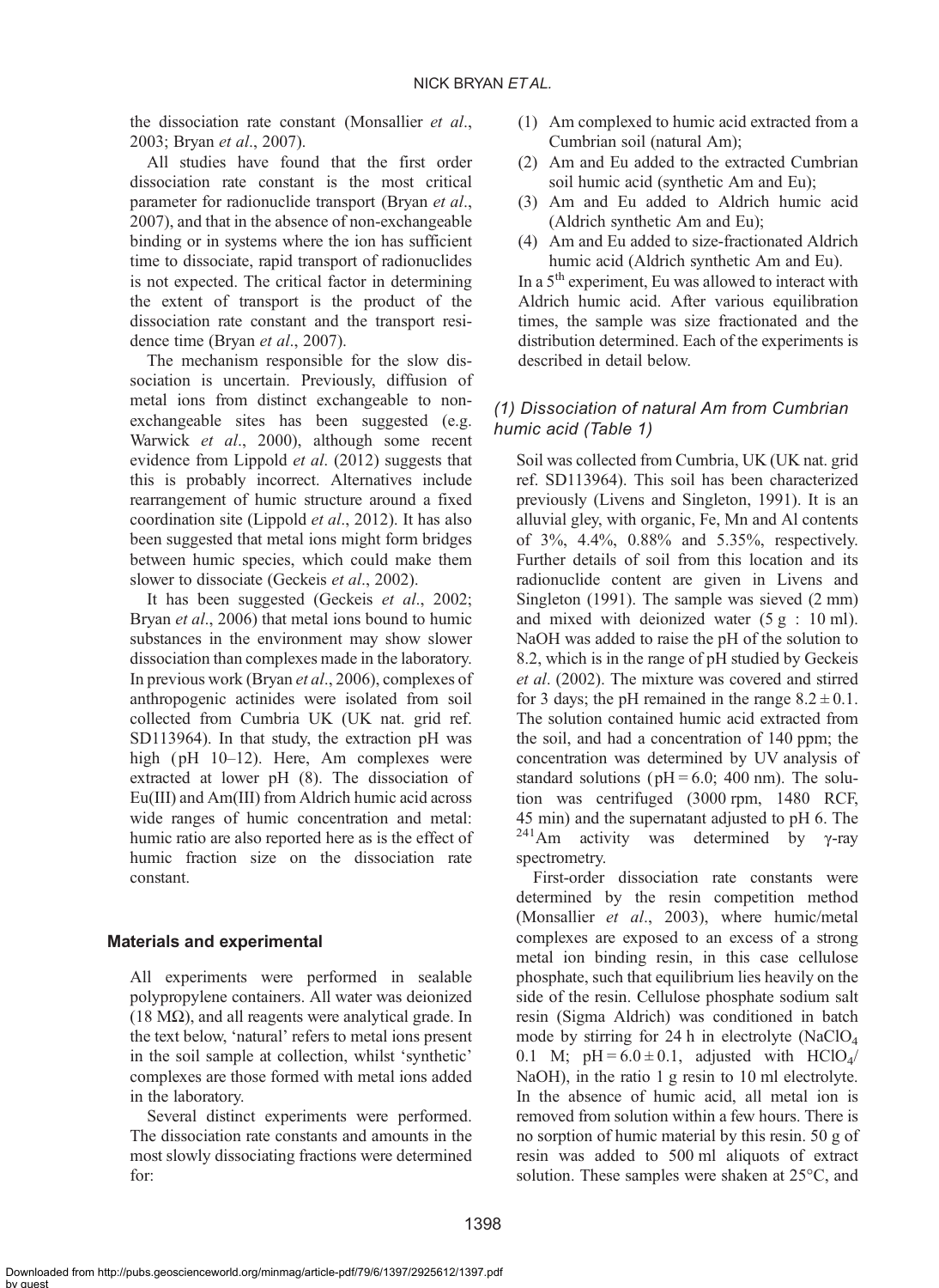the dissociation rate constant (Monsallier *et al*., 2003; Bryan *et al*., 2007).

All studies have found that the first order dissociation rate constant is the most critical parameter for radionuclide transport (Bryan *et al*., 2007), and that in the absence of non-exchangeable binding or in systems where the ion has sufficient time to dissociate, rapid transport of radionuclides is not expected. The critical factor in determining the extent of transport is the product of the dissociation rate constant and the transport residence time (Bryan *et al*., 2007).

The mechanism responsible for the slow dissociation is uncertain. Previously, diffusion of metal ions from distinct exchangeable to non-exchangeable sites has been suggested (e.g. Warwick *et al*., 2000), although some recent evidence from Lippold *et al*. (2012) suggests that this is probably incorrect. Alternatives include rearrangement of humic structure around a fixed coordination site (Lippold *et al*., 2012). It has also been suggested that metal ions might form bridges between humic species, which could make them slower to dissociate (Geckeis *et al*., 2002).

It has been suggested (Geckeis *et al*., 2002; Bryan *et al*., 2006) that metal ions bound to humic substances in the environment may show slower dissociation than complexes made in the laboratory. In previous work (Bryan *et al*., 2006), complexes of anthropogenic actinides were isolated from soil collected from Cumbria UK (UK nat. grid ref. SD113964). In that study, the extraction pH was high (pH 10–12). Here, Am complexes were extracted at lower pH (8). The dissociation of Eu(III) and Am(III) from Aldrich humic acid across wide ranges of humic concentration and metal: humic ratio are also reported here as is the effect of humic fraction size on the dissociation rate constant.

## Materials and experimental

All experiments were performed in sealable polypropylene containers. All water was deionized (18 MΩ), and all reagents were analytical grade. In the text below, 'natural' refers to metal ions present in the soil sample at collection, whilst 'synthetic' complexes are those formed with metal ions added in the laboratory.

Several distinct experiments were performed. The dissociation rate constants and amounts in the most slowly dissociating fractions were determined for:

1. Am complexed to humic acid extracted from a Cumbrian soil (natural Am);
2. Am and Eu added to the extracted Cumbrian soil humic acid (synthetic Am and Eu);
3. Am and Eu added to Aldrich humic acid (Aldrich synthetic Am and Eu);
4. Am and Eu added to size-fractionated Aldrich humic acid (Aldrich synthetic Am and Eu).

In a 5th experiment, Eu was allowed to interact with Aldrich humic acid. After various equilibration times, the sample was size fractionated and the distribution determined. Each of the experiments is described in detail below.

### *(1) Dissociation of natural Am from Cumbrian humic acid (Table 1)*

Soil was collected from Cumbria, UK (UK nat. grid ref. SD113964). This soil has been characterized previously (Livens and Singleton, 1991). It is an alluvial gley, with organic, Fe, Mn and Al contents of 3%, 4.4%, 0.88% and 5.35%, respectively. Further details of soil from this location and its radionuclide content are given in Livens and Singleton (1991). The sample was sieved (2 mm) and mixed with deionized water (5 g : 10 ml). NaOH was added to raise the pH of the solution to 8.2, which is in the range of pH studied by Geckeis *et al*. (2002). The mixture was covered and stirred for 3 days; the pH remained in the range $8.2 \pm 0.1$. The solution contained humic acid extracted from the soil, and had a concentration of 140 ppm; the concentration was determined by UV analysis of standard solutions (pH = 6.0; 400 nm). The solution was centrifuged (3000 rpm, 1480 RCF, 45 min) and the supernatant adjusted to pH 6. The $^{241}$Am activity was determined by γ-ray spectrometry.

First-order dissociation rate constants were determined by the resin competition method (Monsallier *et al*., 2003), where humic/metal complexes are exposed to an excess of a strong metal ion binding resin, in this case cellulose phosphate, such that equilibrium lies heavily on the side of the resin. Cellulose phosphate sodium salt resin (Sigma Aldrich) was conditioned in batch mode by stirring for 24 h in electrolyte ($NaClO_4$ 0.1 M; pH = $6.0 \pm 0.1$, adjusted with $HClO_4$/NaOH), in the ratio 1 g resin to 10 ml electrolyte. In the absence of humic acid, all metal ion is removed from solution within a few hours. There is no sorption of humic material by this resin. 50 g of resin was added to 500 ml aliquots of extract solution. These samples were shaken at 25°C, and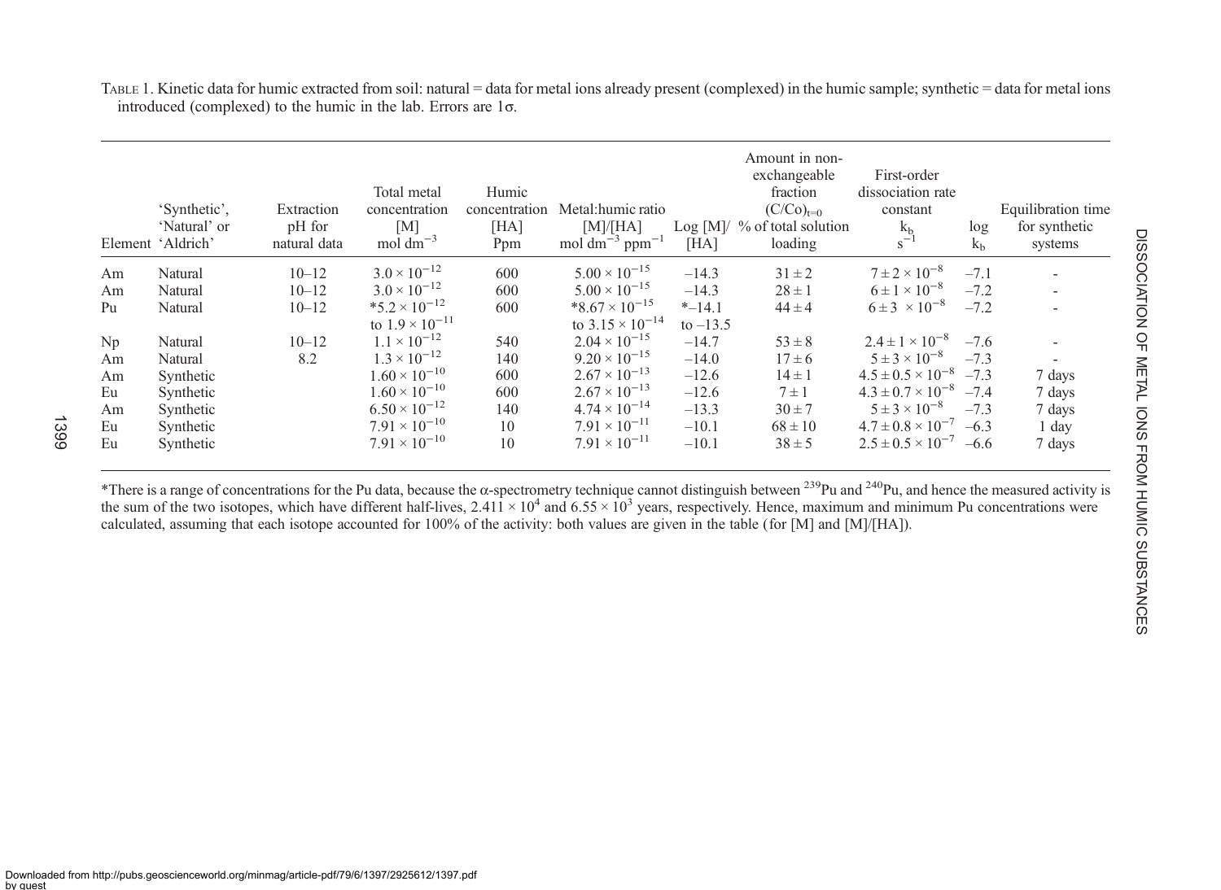TABLE 1. Kinetic data for humic extracted from soil: natural = data for metal ions already present (complexed) in the humic sample; synthetic = data for metal ions introduced (complexed) to the humic in the lab. Errors are 1σ.

| Element | 'Synthetic', 'Natural' or 'Aldrich' | Extraction pH for natural data | Total metal concentration [M] mol dm$^{-3}$ | Humic concentration [HA] Ppm | Metal:humic ratio [M]/[HA] mol dm$^{-3}$ ppm$^{-1}$ | Log [M]/[HA] | Amount in non-exchangeable fraction $(C/Co)_{t=0}$ % of total solution loading | First-order dissociation rate constant $k_b$ s$^{-1}$ | log $k_b$ | Equilibration time for synthetic systems |
|---|---|---|---|---|---|---|---|---|---|---|
| Am | Natural | 10–12 | $3.0 \times 10^{-12}$ | 600 | $5.00 \times 10^{-15}$ | –14.3 | 31 ± 2 | $7 \pm 2 \times 10^{-8}$ | –7.1 | - |
| Am | Natural | 10–12 | $3.0 \times 10^{-12}$ | 600 | $5.00 \times 10^{-15}$ | –14.3 | 28 ± 1 | $6 \pm 1 \times 10^{-8}$ | –7.2 | - |
| Pu | Natural | 10–12 | *$5.2 \times 10^{-12}$ to $1.9 \times 10^{-11}$ | 600 | *$8.67 \times 10^{-15}$ to $3.15 \times 10^{-14}$ | *–14.1 to –13.5 | 44 ± 4 | $6 \pm 3 \times 10^{-8}$ | –7.2 | - |
| Np | Natural | 10–12 | $1.1 \times 10^{-12}$ | 540 | $2.04 \times 10^{-15}$ | –14.7 | 53 ± 8 | $2.4 \pm 1 \times 10^{-8}$ | –7.6 | - |
| Am | Natural | 8.2 | $1.3 \times 10^{-12}$ | 140 | $9.20 \times 10^{-15}$ | –14.0 | 17 ± 6 | $5 \pm 3 \times 10^{-8}$ | –7.3 | - |
| Am | Synthetic | | $1.60 \times 10^{-10}$ | 600 | $2.67 \times 10^{-13}$ | –12.6 | 14 ± 1 | $4.5 \pm 0.5 \times 10^{-8}$ | –7.3 | 7 days |
| Eu | Synthetic | | $1.60 \times 10^{-10}$ | 600 | $2.67 \times 10^{-13}$ | –12.6 | 7 ± 1 | $4.3 \pm 0.7 \times 10^{-8}$ | –7.4 | 7 days |
| Am | Synthetic | | $6.50 \times 10^{-12}$ | 140 | $4.74 \times 10^{-14}$ | –13.3 | 30 ± 7 | $5 \pm 3 \times 10^{-8}$ | –7.3 | 7 days |
| Eu | Synthetic | | $7.91 \times 10^{-10}$ | 10 | $7.91 \times 10^{-11}$ | –10.1 | 68 ± 10 | $4.7 \pm 0.8 \times 10^{-7}$ | –6.3 | 1 day |
| Eu | Synthetic | | $7.91 \times 10^{-10}$ | 10 | $7.91 \times 10^{-11}$ | –10.1 | 38 ± 5 | $2.5 \pm 0.5 \times 10^{-7}$ | –6.6 | 7 days |

*There is a range of concentrations for the Pu data, because the α-spectrometry technique cannot distinguish between $^{239}$Pu and $^{240}$Pu, and hence the measured activity is the sum of the two isotopes, which have different half-lives, $2.411 \times 10^{4}$ and $6.55 \times 10^{3}$ years, respectively. Hence, maximum and minimum Pu concentrations were calculated, assuming that each isotope accounted for 100% of the activity: both values are given in the table (for [M] and [M]/[HA]).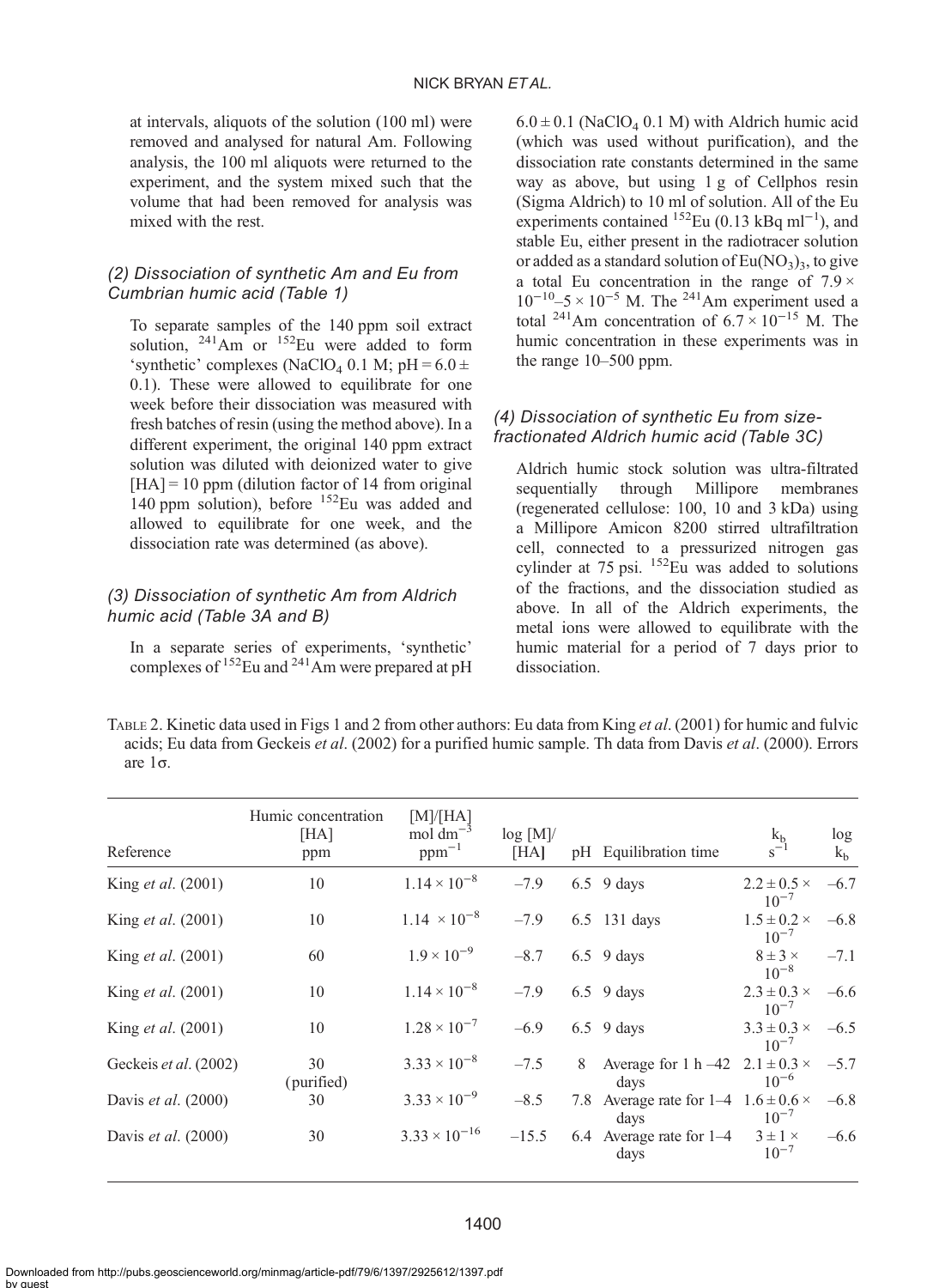at intervals, aliquots of the solution (100 ml) were removed and analysed for natural Am. Following analysis, the 100 ml aliquots were returned to the experiment, and the system mixed such that the volume that had been removed for analysis was mixed with the rest.

### *(2) Dissociation of synthetic Am and Eu from Cumbrian humic acid (Table 1)*

To separate samples of the 140 ppm soil extract solution, $^{241}$Am or $^{152}$Eu were added to form 'synthetic' complexes ($NaClO_4$ 0.1 M; pH = 6.0 ± 0.1). These were allowed to equilibrate for one week before their dissociation was measured with fresh batches of resin (using the method above). In a different experiment, the original 140 ppm extract solution was diluted with deionized water to give [HA] = 10 ppm (dilution factor of 14 from original 140 ppm solution), before $^{152}$Eu was added and allowed to equilibrate for one week, and the dissociation rate was determined (as above).

### *(3) Dissociation of synthetic Am from Aldrich humic acid (Table 3A and B)*

In a separate series of experiments, 'synthetic' complexes of $^{152}$Eu and $^{241}$Am were prepared at pH 6.0 ± 0.1 ($NaClO_4$ 0.1 M) with Aldrich humic acid (which was used without purification), and the dissociation rate constants determined in the same way as above, but using 1 g of Cellphos resin (Sigma Aldrich) to 10 ml of solution. All of the Eu experiments contained $^{152}$Eu (0.13 kBq ml$^{-1}$), and stable Eu, either present in the radiotracer solution or added as a standard solution of $Eu(NO_3)_3$, to give a total Eu concentration in the range of $7.9 \times 10^{-10}$–$5 \times 10^{-5}$ M. The $^{241}$Am experiment used a total $^{241}$Am concentration of $6.7 \times 10^{-15}$ M. The humic concentration in these experiments was in the range 10–500 ppm.

### *(4) Dissociation of synthetic Eu from size-fractionated Aldrich humic acid (Table 3C)*

Aldrich humic stock solution was ultra-filtrated sequentially through Millipore membranes (regenerated cellulose: 100, 10 and 3 kDa) using a Millipore Amicon 8200 stirred ultrafiltration cell, connected to a pressurized nitrogen gas cylinder at 75 psi. $^{152}$Eu was added to solutions of the fractions, and the dissociation studied as above. In all of the Aldrich experiments, the metal ions were allowed to equilibrate with the humic material for a period of 7 days prior to dissociation.

TABLE 2. Kinetic data used in Figs 1 and 2 from other authors: Eu data from King *et al*. (2001) for humic and fulvic acids; Eu data from Geckeis *et al*. (2002) for a purified humic sample. Th data from Davis *et al*. (2000). Errors are 1σ.

| Reference | Humic concentration [HA] ppm | [M]/[HA] mol dm$^{-3}$ ppm$^{-1}$ | log [M]/[HA] | pH | Equilibration time | $k_b$ s$^{-1}$ | log $k_b$ |
|---|---|---|---|---|---|---|---|
| King *et al*. (2001) | 10 | $1.14 \times 10^{-8}$ | –7.9 | 6.5 | 9 days | $2.2 \pm 0.5 \times 10^{-7}$ | –6.7 |
| King *et al*. (2001) | 10 | $1.14 \times 10^{-8}$ | –7.9 | 6.5 | 131 days | $1.5 \pm 0.2 \times 10^{-7}$ | –6.8 |
| King *et al*. (2001) | 60 | $1.9 \times 10^{-9}$ | –8.7 | 6.5 | 9 days | $8 \pm 3 \times 10^{-8}$ | –7.1 |
| King *et al*. (2001) | 10 | $1.14 \times 10^{-8}$ | –7.9 | 6.5 | 9 days | $2.3 \pm 0.3 \times 10^{-7}$ | –6.6 |
| King *et al*. (2001) | 10 | $1.28 \times 10^{-7}$ | –6.9 | 6.5 | 9 days | $3.3 \pm 0.3 \times 10^{-7}$ | –6.5 |
| Geckeis *et al*. (2002) | 30 (purified) | $3.33 \times 10^{-8}$ | –7.5 | 8 | Average for 1 h –42 days | $2.1 \pm 0.3 \times 10^{-6}$ | –5.7 |
| Davis *et al*. (2000) | 30 | $3.33 \times 10^{-9}$ | –8.5 | 7.8 | Average rate for 1–4 days | $1.6 \pm 0.6 \times 10^{-7}$ | –6.8 |
| Davis *et al*. (2000) | 30 | $3.33 \times 10^{-16}$ | –15.5 | 6.4 | Average rate for 1–4 days | $3 \pm 1 \times 10^{-7}$ | –6.6 |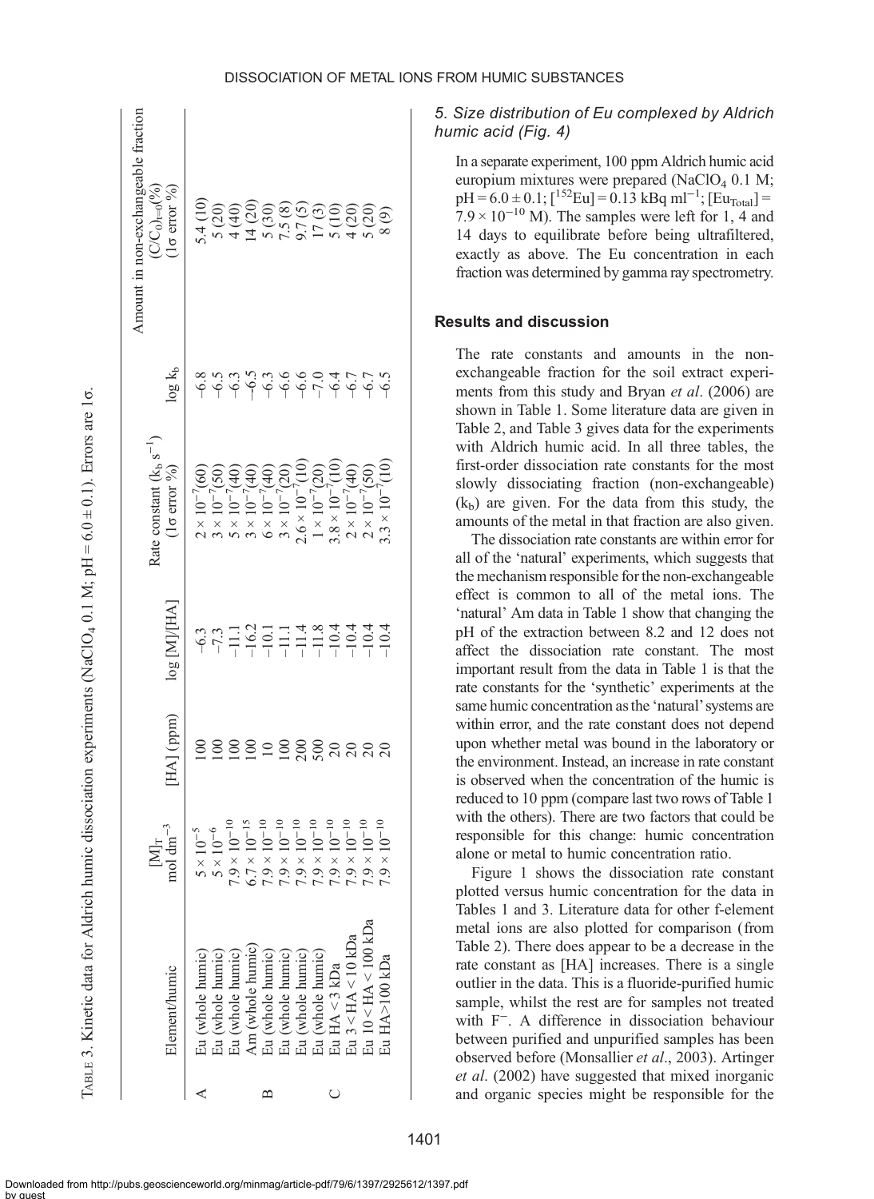Table 3. Kinetic data for Aldrich humic dissociation experiments (NaClO$_4$ 0.1 M; pH = 6.0 ± 0.1). Errors are 1σ.

| | Element/humic | $[M]_T$ mol dm$^{-3}$ | [HA] (ppm) | log [M]/[HA] | Rate constant ($k_b$ s$^{-1}$) (1σ error %) | log $k_b$ | Amount in non-exchangeable fraction $(C/C_0)_{t=0}$(%) (1σ error %) |
|---|---|---|---|---|---|---|---|
| A | Eu (whole humic) | $5 \times 10^{-5}$ | 100 | −6.3 | $2 \times 10^{-7}$(60) | −6.8 | 5.4 (10) |
| | Eu (whole humic) | $5 \times 10^{-6}$ | 100 | −7.3 | $3 \times 10^{-7}$(50) | −6.5 | 5 (20) |
| | Eu (whole humic) | $7.9 \times 10^{-10}$ | 100 | −11.1 | $5 \times 10^{-7}$(40) | −6.3 | 4 (40) |
| | Am (whole humic) | $6.7 \times 10^{-15}$ | 100 | −16.2 | $3 \times 10^{-7}$(40) | −6.5 | 14 (20) |
| B | Eu (whole humic) | $7.9 \times 10^{-10}$ | 10 | −10.1 | $6 \times 10^{-7}$(40) | −6.3 | 5 (30) |
| | Eu (whole humic) | $7.9 \times 10^{-10}$ | 100 | −11.1 | $3 \times 10^{-7}$(20) | −6.6 | 7.5 (8) |
| | Eu (whole humic) | $7.9 \times 10^{-10}$ | 200 | −11.4 | $2.6 \times 10^{-7}$(10) | −6.6 | 9.7 (5) |
| | Eu (whole humic) | $7.9 \times 10^{-10}$ | 500 | −11.8 | $1 \times 10^{-7}$(20) | −7.0 | 17 (3) |
| C | Eu HA < 3 kDa | $7.9 \times 10^{-10}$ | 20 | −10.4 | $3.8 \times 10^{-7}$(10) | −6.4 | 5 (10) |
| | Eu 3 < HA < 10 kDa | $7.9 \times 10^{-10}$ | 20 | −10.4 | $2 \times 10^{-7}$(40) | −6.7 | 4 (20) |
| | Eu 10 < HA < 100 kDa | $7.9 \times 10^{-10}$ | 20 | −10.4 | $2 \times 10^{-7}$(50) | −6.7 | 5 (20) |
| | Eu HA>100 kDa | $7.9 \times 10^{-10}$ | 20 | −10.4 | $3.3 \times 10^{-7}$(10) | −6.5 | 8 (9) |

### *5. Size distribution of Eu complexed by Aldrich humic acid (Fig. 4)*

In a separate experiment, 100 ppm Aldrich humic acid europium mixtures were prepared (NaClO$_4$ 0.1 M; pH = 6.0 ± 0.1; [$^{152}$Eu] = 0.13 kBq ml$^{-1}$; [Eu$_{\text{Total}}$] = $7.9 \times 10^{-10}$ M). The samples were left for 1, 4 and 14 days to equilibrate before being ultrafiltered, exactly as above. The Eu concentration in each fraction was determined by gamma ray spectrometry.

## Results and discussion

The rate constants and amounts in the non-exchangeable fraction for the soil extract experiments from this study and Bryan *et al*. (2006) are shown in Table 1. Some literature data are given in Table 2, and Table 3 gives data for the experiments with Aldrich humic acid. In all three tables, the first-order dissociation rate constants for the most slowly dissociating fraction (non-exchangeable) ($k_b$) are given. For the data from this study, the amounts of the metal in that fraction are also given.

The dissociation rate constants are within error for all of the 'natural' experiments, which suggests that the mechanism responsible for the non-exchangeable effect is common to all of the metal ions. The 'natural' Am data in Table 1 show that changing the pH of the extraction between 8.2 and 12 does not affect the dissociation rate constant. The most important result from the data in Table 1 is that the rate constants for the 'synthetic' experiments at the same humic concentration as the 'natural' systems are within error, and the rate constant does not depend upon whether metal was bound in the laboratory or the environment. Instead, an increase in rate constant is observed when the concentration of the humic is reduced to 10 ppm (compare last two rows of Table 1 with the others). There are two factors that could be responsible for this change: humic concentration alone or metal to humic concentration ratio.

Figure 1 shows the dissociation rate constant plotted versus humic concentration for the data in Tables 1 and 3. Literature data for other f-element metal ions are also plotted for comparison (from Table 2). There does appear to be a decrease in the rate constant as [HA] increases. There is a single outlier in the data. This is a fluoride-purified humic sample, whilst the rest are for samples not treated with F$^-$. A difference in dissociation behaviour between purified and unpurified samples has been observed before (Monsallier *et al*., 2003). Artinger *et al*. (2002) have suggested that mixed inorganic and organic species might be responsible for the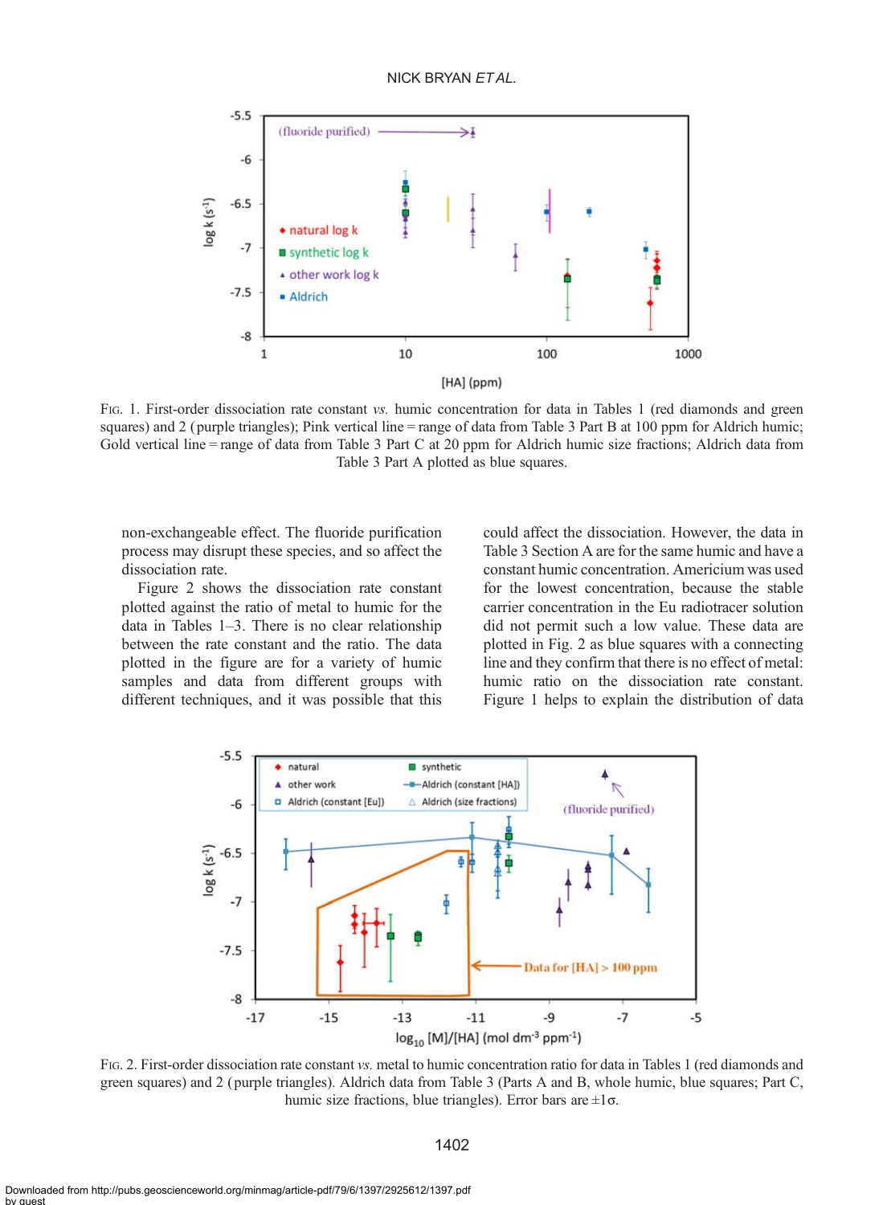Fig. 1. First-order dissociation rate constant *vs.* humic concentration for data in Tables 1 (red diamonds and green squares) and 2 (purple triangles); Pink vertical line = range of data from Table 3 Part B at 100 ppm for Aldrich humic; Gold vertical line = range of data from Table 3 Part C at 20 ppm for Aldrich humic size fractions; Aldrich data from Table 3 Part A plotted as blue squares.

non-exchangeable effect. The fluoride purification process may disrupt these species, and so affect the dissociation rate.

Figure 2 shows the dissociation rate constant plotted against the ratio of metal to humic for the data in Tables 1–3. There is no clear relationship between the rate constant and the ratio. The data plotted in the figure are for a variety of humic samples and data from different groups with different techniques, and it was possible that this could affect the dissociation. However, the data in Table 3 Section A are for the same humic and have a constant humic concentration. Americium was used for the lowest concentration, because the stable carrier concentration in the Eu radiotracer solution did not permit such a low value. These data are plotted in Fig. 2 as blue squares with a connecting line and they confirm that there is no effect of metal: humic ratio on the dissociation rate constant. Figure 1 helps to explain the distribution of data

Fig. 2. First-order dissociation rate constant *vs.* metal to humic concentration ratio for data in Tables 1 (red diamonds and green squares) and 2 (purple triangles). Aldrich data from Table 3 (Parts A and B, whole humic, blue squares; Part C, humic size fractions, blue triangles). Error bars are $\pm 1\sigma$.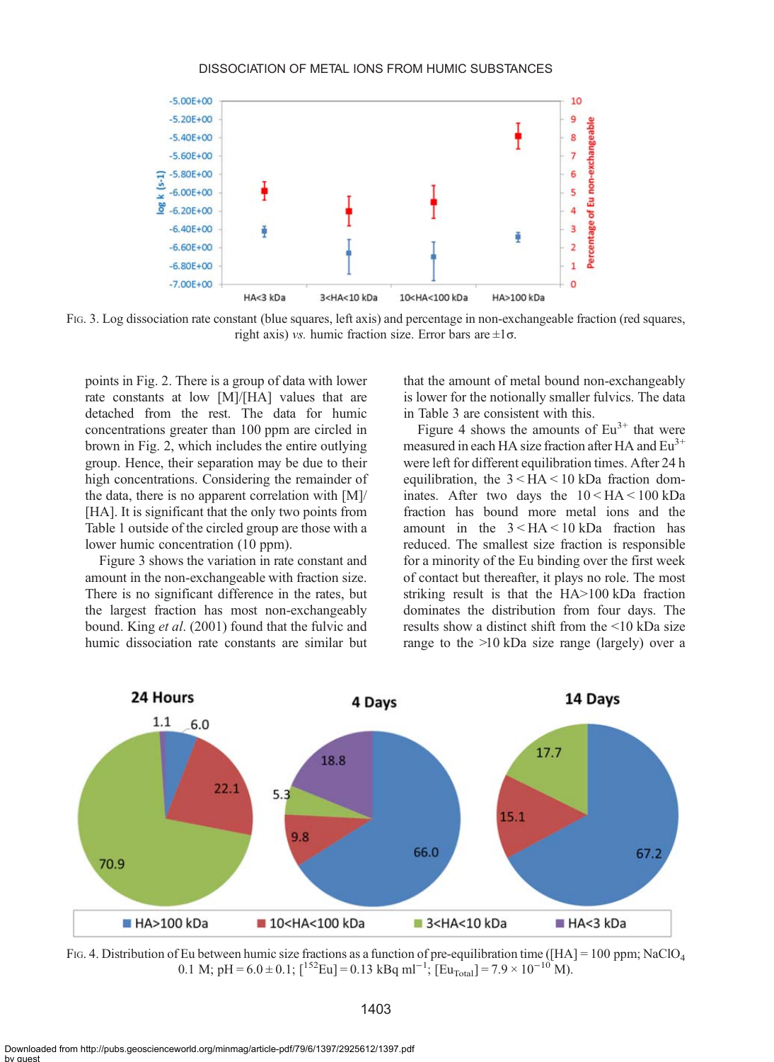Fig. 3. Log dissociation rate constant (blue squares, left axis) and percentage in non-exchangeable fraction (red squares, right axis) *vs.* humic fraction size. Error bars are ±1σ.

points in Fig. 2. There is a group of data with lower rate constants at low [M]/[HA] values that are detached from the rest. The data for humic concentrations greater than 100 ppm are circled in brown in Fig. 2, which includes the entire outlying group. Hence, their separation may be due to their high concentrations. Considering the remainder of the data, there is no apparent correlation with [M]/[HA]. It is significant that the only two points from Table 1 outside of the circled group are those with a lower humic concentration (10 ppm).

Figure 3 shows the variation in rate constant and amount in the non-exchangeable with fraction size. There is no significant difference in the rates, but the largest fraction has most non-exchangeably bound. King *et al*. (2001) found that the fulvic and humic dissociation rate constants are similar but that the amount of metal bound non-exchangeably is lower for the notionally smaller fulvics. The data in Table 3 are consistent with this.

Figure 4 shows the amounts of $Eu^{3+}$ that were measured in each HA size fraction after HA and $Eu^{3+}$ were left for different equilibration times. After 24 h equilibration, the 3 < HA < 10 kDa fraction dominates. After two days the 10 < HA < 100 kDa fraction has bound more metal ions and the amount in the 3 < HA < 10 kDa fraction has reduced. The smallest size fraction is responsible for a minority of the Eu binding over the first week of contact but thereafter, it plays no role. The most striking result is that the HA>100 kDa fraction dominates the distribution from four days. The results show a distinct shift from the <10 kDa size range to the >10 kDa size range (largely) over a

Fig. 4. Distribution of Eu between humic size fractions as a function of pre-equilibration time ([HA] = 100 ppm; $NaClO_4$ 0.1 M; pH = 6.0 ± 0.1; [$^{152}Eu$] = 0.13 kBq $ml^{-1}$; [$Eu_{Total}$] = 7.9 × $10^{-10}$ M).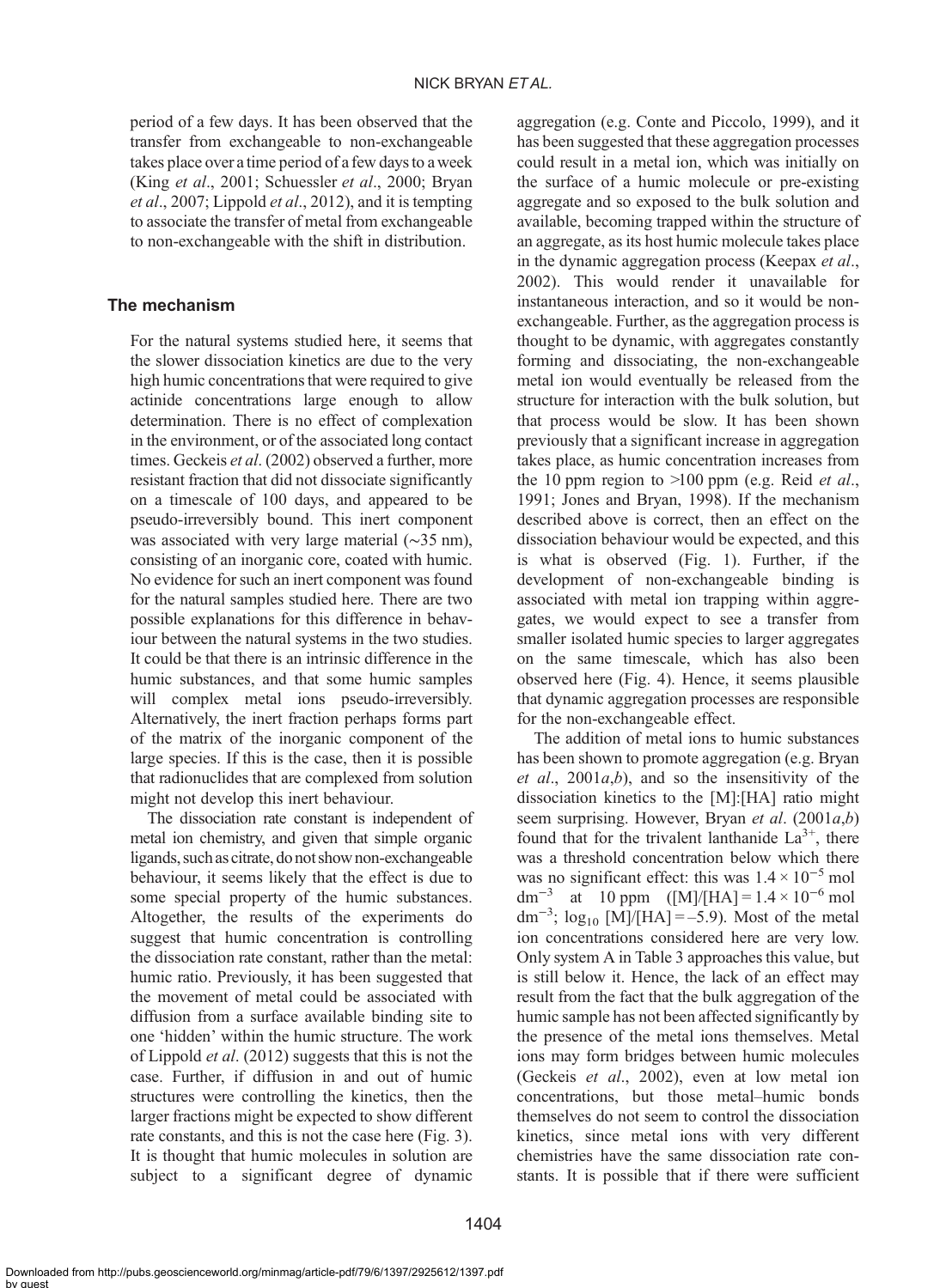period of a few days. It has been observed that the transfer from exchangeable to non-exchangeable takes place over a time period of a few days to a week (King *et al*., 2001; Schuessler *et al*., 2000; Bryan *et al*., 2007; Lippold *et al*., 2012), and it is tempting to associate the transfer of metal from exchangeable to non-exchangeable with the shift in distribution.

## The mechanism

For the natural systems studied here, it seems that the slower dissociation kinetics are due to the very high humic concentrations that were required to give actinide concentrations large enough to allow determination. There is no effect of complexation in the environment, or of the associated long contact times. Geckeis *et al*. (2002) observed a further, more resistant fraction that did not dissociate significantly on a timescale of 100 days, and appeared to be pseudo-irreversibly bound. This inert component was associated with very large material (~35 nm), consisting of an inorganic core, coated with humic. No evidence for such an inert component was found for the natural samples studied here. There are two possible explanations for this difference in behaviour between the natural systems in the two studies. It could be that there is an intrinsic difference in the humic substances, and that some humic samples will complex metal ions pseudo-irreversibly. Alternatively, the inert fraction perhaps forms part of the matrix of the inorganic component of the large species. If this is the case, then it is possible that radionuclides that are complexed from solution might not develop this inert behaviour.

The dissociation rate constant is independent of metal ion chemistry, and given that simple organic ligands, such as citrate, do not show non-exchangeable behaviour, it seems likely that the effect is due to some special property of the humic substances. Altogether, the results of the experiments do suggest that humic concentration is controlling the dissociation rate constant, rather than the metal: humic ratio. Previously, it has been suggested that the movement of metal could be associated with diffusion from a surface available binding site to one 'hidden' within the humic structure. The work of Lippold *et al*. (2012) suggests that this is not the case. Further, if diffusion in and out of humic structures were controlling the kinetics, then the larger fractions might be expected to show different rate constants, and this is not the case here (Fig. 3). It is thought that humic molecules in solution are subject to a significant degree of dynamic aggregation (e.g. Conte and Piccolo, 1999), and it has been suggested that these aggregation processes could result in a metal ion, which was initially on the surface of a humic molecule or pre-existing aggregate and so exposed to the bulk solution and available, becoming trapped within the structure of an aggregate, as its host humic molecule takes place in the dynamic aggregation process (Keepax *et al*., 2002). This would render it unavailable for instantaneous interaction, and so it would be non-exchangeable. Further, as the aggregation process is thought to be dynamic, with aggregates constantly forming and dissociating, the non-exchangeable metal ion would eventually be released from the structure for interaction with the bulk solution, but that process would be slow. It has been shown previously that a significant increase in aggregation takes place, as humic concentration increases from the 10 ppm region to >100 ppm (e.g. Reid *et al*., 1991; Jones and Bryan, 1998). If the mechanism described above is correct, then an effect on the dissociation behaviour would be expected, and this is what is observed (Fig. 1). Further, if the development of non-exchangeable binding is associated with metal ion trapping within aggregates, we would expect to see a transfer from smaller isolated humic species to larger aggregates on the same timescale, which has also been observed here (Fig. 4). Hence, it seems plausible that dynamic aggregation processes are responsible for the non-exchangeable effect.

The addition of metal ions to humic substances has been shown to promote aggregation (e.g. Bryan *et al*., 2001*a*,*b*), and so the insensitivity of the dissociation kinetics to the [M]:[HA] ratio might seem surprising. However, Bryan *et al*. (2001*a*,*b*) found that for the trivalent lanthanide $La^{3+}$, there was a threshold concentration below which there was no significant effect: this was $1.4 \times 10^{-5}$ mol dm$^{-3}$ at 10 ppm ([M]/[HA] = $1.4 \times 10^{-6}$ mol dm$^{-3}$; $\log_{10}$ [M]/[HA] = –5.9). Most of the metal ion concentrations considered here are very low. Only system A in Table 3 approaches this value, but is still below it. Hence, the lack of an effect may result from the fact that the bulk aggregation of the humic sample has not been affected significantly by the presence of the metal ions themselves. Metal ions may form bridges between humic molecules (Geckeis *et al*., 2002), even at low metal ion concentrations, but those metal–humic bonds themselves do not seem to control the dissociation kinetics, since metal ions with very different chemistries have the same dissociation rate constants. It is possible that if there were sufficient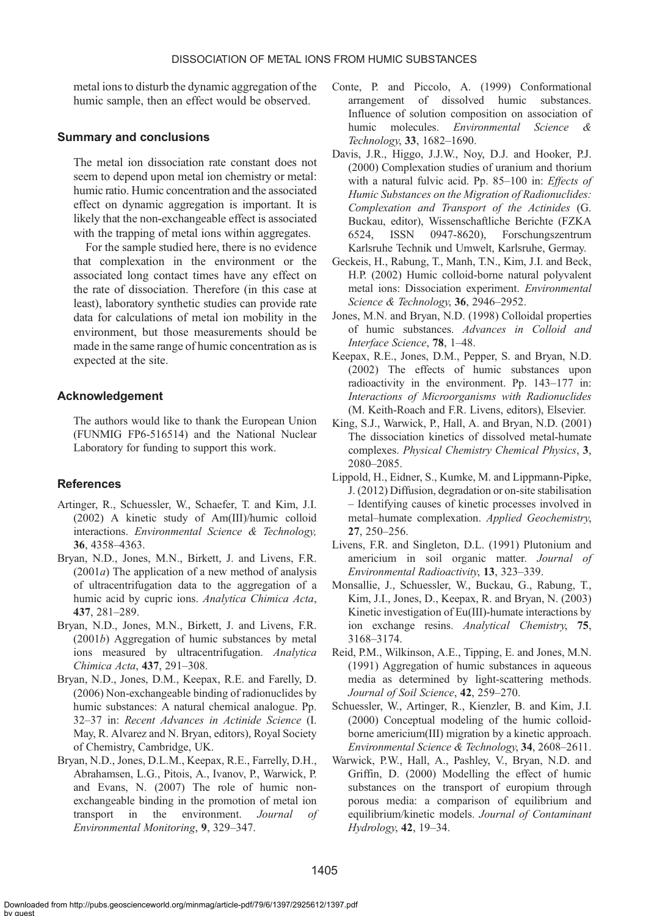metal ions to disturb the dynamic aggregation of the humic sample, then an effect would be observed.

## Summary and conclusions

The metal ion dissociation rate constant does not seem to depend upon metal ion chemistry or metal: humic ratio. Humic concentration and the associated effect on dynamic aggregation is important. It is likely that the non-exchangeable effect is associated with the trapping of metal ions within aggregates.

For the sample studied here, there is no evidence that complexation in the environment or the associated long contact times have any effect on the rate of dissociation. Therefore (in this case at least), laboratory synthetic studies can provide rate data for calculations of metal ion mobility in the environment, but those measurements should be made in the same range of humic concentration as is expected at the site.

## Acknowledgement

The authors would like to thank the European Union (FUNMIG FP6-516514) and the National Nuclear Laboratory for funding to support this work.

## References

Artinger, R., Schuessler, W., Schaefer, T. and Kim, J.I. (2002) A kinetic study of Am(III)/humic colloid interactions. *Environmental Science & Technology,* **36**, 4358–4363.

Bryan, N.D., Jones, M.N., Birkett, J. and Livens, F.R. (2001*a*) The application of a new method of analysis of ultracentrifugation data to the aggregation of a humic acid by cupric ions. *Analytica Chimica Acta*, **437**, 281–289.

Bryan, N.D., Jones, M.N., Birkett, J. and Livens, F.R. (2001*b*) Aggregation of humic substances by metal ions measured by ultracentrifugation. *Analytica Chimica Acta*, **437**, 291–308.

Bryan, N.D., Jones, D.M., Keepax, R.E. and Farelly, D. (2006) Non-exchangeable binding of radionuclides by humic substances: A natural chemical analogue. Pp. 32–37 in: *Recent Advances in Actinide Science* (I. May, R. Alvarez and N. Bryan, editors), Royal Society of Chemistry, Cambridge, UK.

Bryan, N.D., Jones, D.L.M., Keepax, R.E., Farrelly, D.H., Abrahamsen, L.G., Pitois, A., Ivanov, P., Warwick, P. and Evans, N. (2007) The role of humic non-exchangeable binding in the promotion of metal ion transport in the environment. *Journal of Environmental Monitoring*, **9**, 329–347.

Conte, P. and Piccolo, A. (1999) Conformational arrangement of dissolved humic substances. Influence of solution composition on association of humic molecules. *Environmental Science & Technology*, **33**, 1682–1690.

Davis, J.R., Higgo, J.J.W., Noy, D.J. and Hooker, P.J. (2000) Complexation studies of uranium and thorium with a natural fulvic acid. Pp. 85–100 in: *Effects of Humic Substances on the Migration of Radionuclides: Complexation and Transport of the Actinides* (G. Buckau, editor), Wissenschaftliche Berichte (FZKA 6524, ISSN 0947-8620), Forschungszentrum Karlsruhe Technik und Umwelt, Karlsruhe, Germay.

Geckeis, H., Rabung, T., Manh, T.N., Kim, J.I. and Beck, H.P. (2002) Humic colloid-borne natural polyvalent metal ions: Dissociation experiment. *Environmental Science & Technology*, **36**, 2946–2952.

Jones, M.N. and Bryan, N.D. (1998) Colloidal properties of humic substances. *Advances in Colloid and Interface Science*, **78**, 1–48.

Keepax, R.E., Jones, D.M., Pepper, S. and Bryan, N.D. (2002) The effects of humic substances upon radioactivity in the environment. Pp. 143–177 in: *Interactions of Microorganisms with Radionuclides* (M. Keith-Roach and F.R. Livens, editors), Elsevier.

King, S.J., Warwick, P., Hall, A. and Bryan, N.D. (2001) The dissociation kinetics of dissolved metal-humate complexes. *Physical Chemistry Chemical Physics*, **3**, 2080–2085.

Lippold, H., Eidner, S., Kumke, M. and Lippmann-Pipke, J. (2012) Diffusion, degradation or on-site stabilisation – Identifying causes of kinetic processes involved in metal–humate complexation. *Applied Geochemistry*, **27**, 250–256.

Livens, F.R. and Singleton, D.L. (1991) Plutonium and americium in soil organic matter. *Journal of Environmental Radioactivity,* **13**, 323–339.

Monsallie, J., Schuessler, W., Buckau, G., Rabung, T., Kim, J.I., Jones, D., Keepax, R. and Bryan, N. (2003) Kinetic investigation of Eu(III)-humate interactions by ion exchange resins. *Analytical Chemistry*, **75**, 3168–3174.

Reid, P.M., Wilkinson, A.E., Tipping, E. and Jones, M.N. (1991) Aggregation of humic substances in aqueous media as determined by light-scattering methods. *Journal of Soil Science*, **42**, 259–270.

Schuessler, W., Artinger, R., Kienzler, B. and Kim, J.I. (2000) Conceptual modeling of the humic colloid-borne americium(III) migration by a kinetic approach. *Environmental Science & Technology*, **34**, 2608–2611.

Warwick, P.W., Hall, A., Pashley, V., Bryan, N.D. and Griffin, D. (2000) Modelling the effect of humic substances on the transport of europium through porous media: a comparison of equilibrium and equilibrium/kinetic models. *Journal of Contaminant Hydrology*, **42**, 19–34.